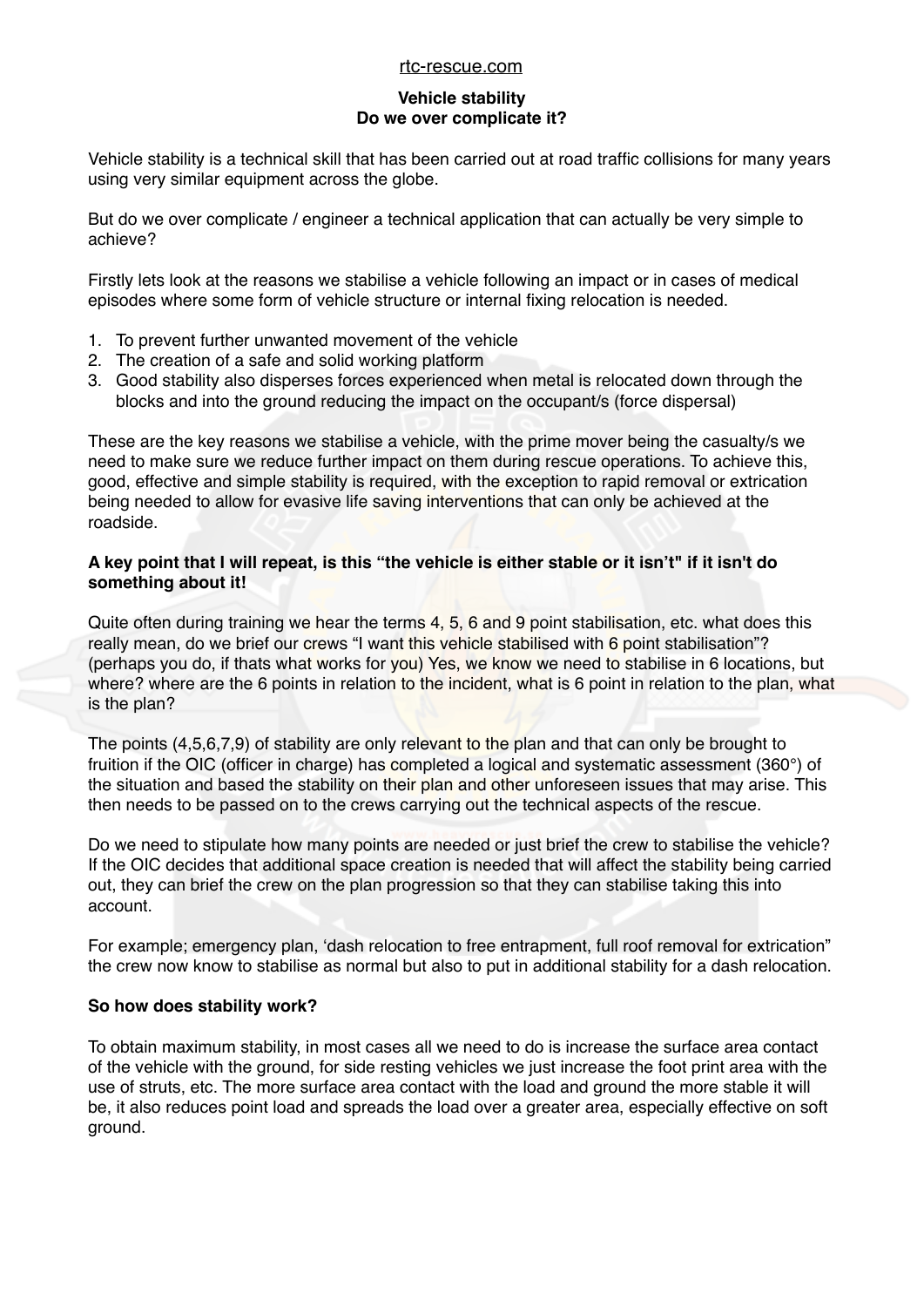rtc-rescue.com

# Vehicle stability
## Do we over complicate it?

Vehicle stability is a technical skill that has been carried out at road traffic collisions for many years using very similar equipment across the globe.

But do we over complicate / engineer a technical application that can actually be very simple to achieve?

Firstly lets look at the reasons we stabilise a vehicle following an impact or in cases of medical episodes where some form of vehicle structure or internal fixing relocation is needed.

1. To prevent further unwanted movement of the vehicle
2. The creation of a safe and solid working platform
3. Good stability also disperses forces experienced when metal is relocated down through the blocks and into the ground reducing the impact on the occupant/s (force dispersal)

These are the key reasons we stabilise a vehicle, with the prime mover being the casualty/s we need to make sure we reduce further impact on them during rescue operations. To achieve this, good, effective and simple stability is required, with the exception to rapid removal or extrication being needed to allow for evasive life saving interventions that can only be achieved at the roadside.

**A key point that I will repeat, is this "the vehicle is either stable or it isn't" if it isn't do something about it!**

Quite often during training we hear the terms 4, 5, 6 and 9 point stabilisation, etc. what does this really mean, do we brief our crews "I want this vehicle stabilised with 6 point stabilisation"? (perhaps you do, if thats what works for you) Yes, we know we need to stabilise in 6 locations, but where? where are the 6 points in relation to the incident, what is 6 point in relation to the plan, what is the plan?

The points (4,5,6,7,9) of stability are only relevant to the plan and that can only be brought to fruition if the OIC (officer in charge) has completed a logical and systematic assessment (360°) of the situation and based the stability on their plan and other unforeseen issues that may arise. This then needs to be passed on to the crews carrying out the technical aspects of the rescue.

Do we need to stipulate how many points are needed or just brief the crew to stabilise the vehicle? If the OIC decides that additional space creation is needed that will affect the stability being carried out, they can brief the crew on the plan progression so that they can stabilise taking this into account.

For example; emergency plan, 'dash relocation to free entrapment, full roof removal for extrication" the crew now know to stabilise as normal but also to put in additional stability for a dash relocation.

**So how does stability work?**

To obtain maximum stability, in most cases all we need to do is increase the surface area contact of the vehicle with the ground, for side resting vehicles we just increase the foot print area with the use of struts, etc. The more surface area contact with the load and ground the more stable it will be, it also reduces point load and spreads the load over a greater area, especially effective on soft ground.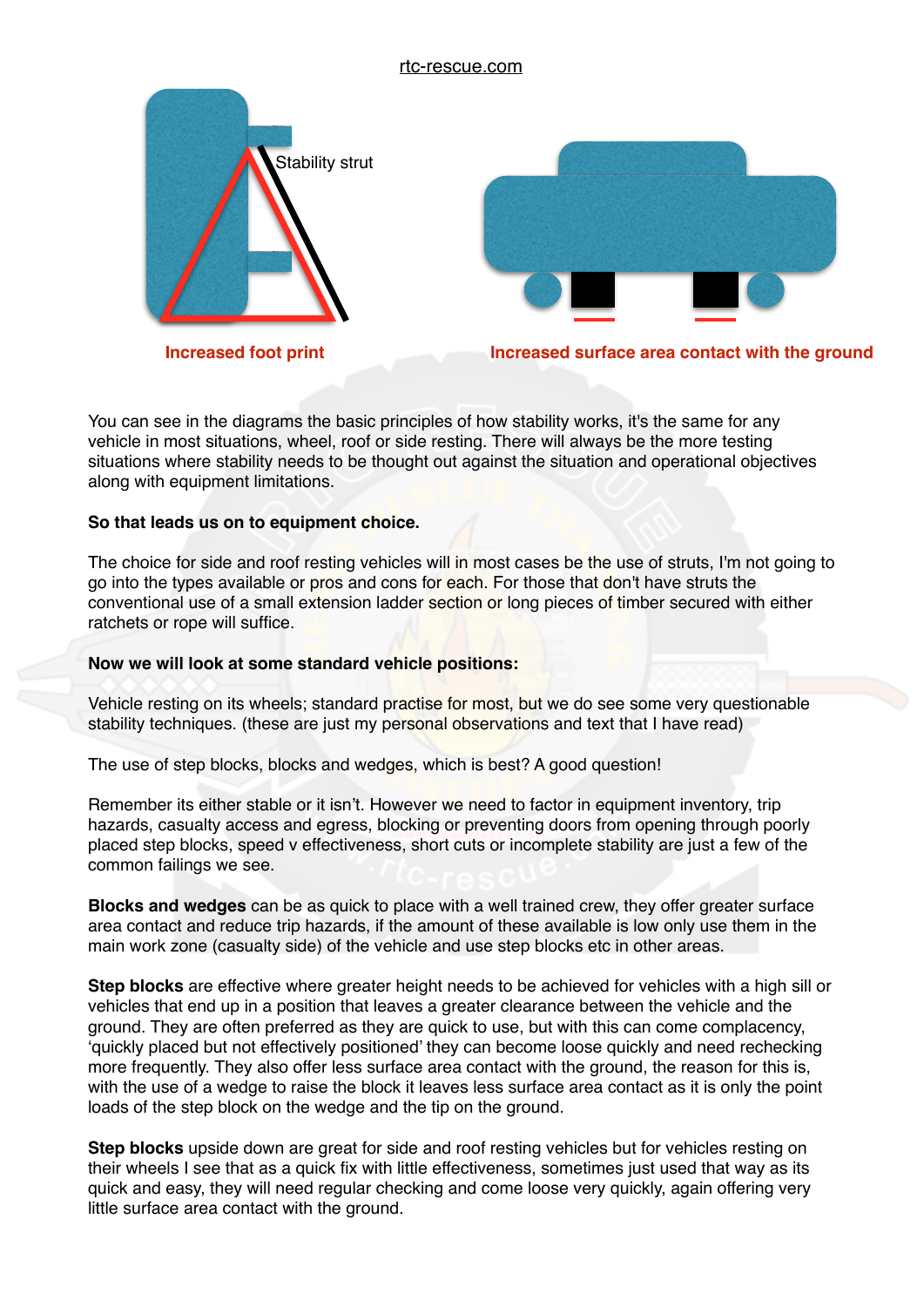Stability strut

Increased foot print

Increased surface area contact with the ground

You can see in the diagrams the basic principles of how stability works, it's the same for any vehicle in most situations, wheel, roof or side resting. There will always be the more testing situations where stability needs to be thought out against the situation and operational objectives along with equipment limitations.

**So that leads us on to equipment choice.**

The choice for side and roof resting vehicles will in most cases be the use of struts, I'm not going to go into the types available or pros and cons for each. For those that don't have struts the conventional use of a small extension ladder section or long pieces of timber secured with either ratchets or rope will suffice.

**Now we will look at some standard vehicle positions:**

Vehicle resting on its wheels; standard practise for most, but we do see some very questionable stability techniques. (these are just my personal observations and text that I have read)

The use of step blocks, blocks and wedges, which is best? A good question!

Remember its either stable or it isn't. However we need to factor in equipment inventory, trip hazards, casualty access and egress, blocking or preventing doors from opening through poorly placed step blocks, speed v effectiveness, short cuts or incomplete stability are just a few of the common failings we see.

**Blocks and wedges** can be as quick to place with a well trained crew, they offer greater surface area contact and reduce trip hazards, if the amount of these available is low only use them in the main work zone (casualty side) of the vehicle and use step blocks etc in other areas.

**Step blocks** are effective where greater height needs to be achieved for vehicles with a high sill or vehicles that end up in a position that leaves a greater clearance between the vehicle and the ground. They are often preferred as they are quick to use, but with this can come complacency, 'quickly placed but not effectively positioned' they can become loose quickly and need rechecking more frequently. They also offer less surface area contact with the ground, the reason for this is, with the use of a wedge to raise the block it leaves less surface area contact as it is only the point loads of the step block on the wedge and the tip on the ground.

**Step blocks** upside down are great for side and roof resting vehicles but for vehicles resting on their wheels I see that as a quick fix with little effectiveness, sometimes just used that way as its quick and easy, they will need regular checking and come loose very quickly, again offering very little surface area contact with the ground.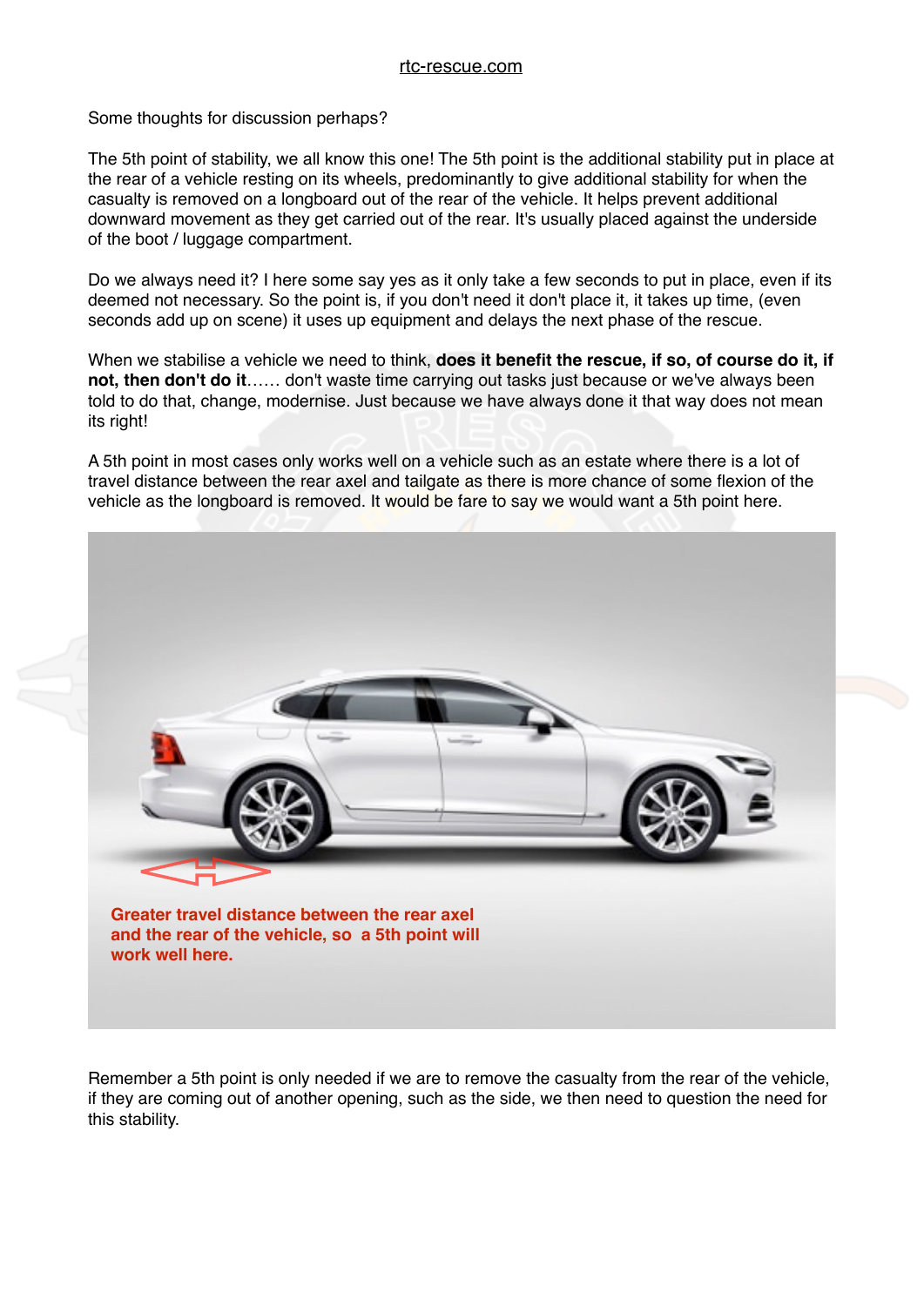Some thoughts for discussion perhaps?

The 5th point of stability, we all know this one! The 5th point is the additional stability put in place at the rear of a vehicle resting on its wheels, predominantly to give additional stability for when the casualty is removed on a longboard out of the rear of the vehicle. It helps prevent additional downward movement as they get carried out of the rear. It's usually placed against the underside of the boot / luggage compartment.

Do we always need it? I here some say yes as it only take a few seconds to put in place, even if its deemed not necessary. So the point is, if you don't need it don't place it, it takes up time, (even seconds add up on scene) it uses up equipment and delays the next phase of the rescue.

When we stabilise a vehicle we need to think, **does it benefit the rescue, if so, of course do it, if not, then don't do it**…… don't waste time carrying out tasks just because or we've always been told to do that, change, modernise. Just because we have always done it that way does not mean its right!

A 5th point in most cases only works well on a vehicle such as an estate where there is a lot of travel distance between the rear axel and tailgate as there is more chance of some flexion of the vehicle as the longboard is removed. It would be fare to say we would want a 5th point here.

**Greater travel distance between the rear axel and the rear of the vehicle, so a 5th point will work well here.**

Remember a 5th point is only needed if we are to remove the casualty from the rear of the vehicle, if they are coming out of another opening, such as the side, we then need to question the need for this stability.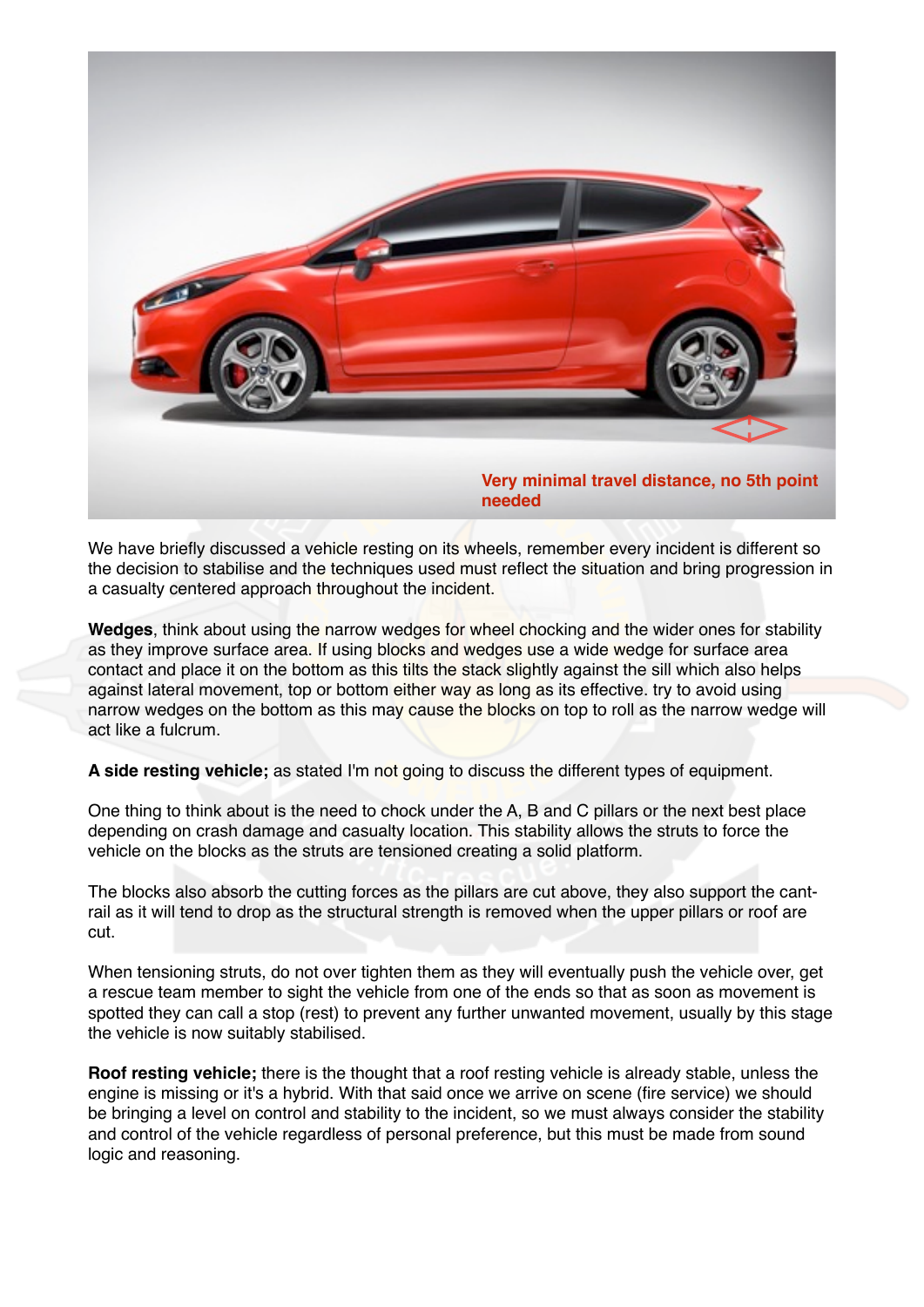Very minimal travel distance, no 5th point needed

We have briefly discussed a vehicle resting on its wheels, remember every incident is different so the decision to stabilise and the techniques used must reflect the situation and bring progression in a casualty centered approach throughout the incident.

**Wedges**, think about using the narrow wedges for wheel chocking and the wider ones for stability as they improve surface area. If using blocks and wedges use a wide wedge for surface area contact and place it on the bottom as this tilts the stack slightly against the sill which also helps against lateral movement, top or bottom either way as long as its effective. try to avoid using narrow wedges on the bottom as this may cause the blocks on top to roll as the narrow wedge will act like a fulcrum.

**A side resting vehicle;** as stated I'm not going to discuss the different types of equipment.

One thing to think about is the need to chock under the A, B and C pillars or the next best place depending on crash damage and casualty location. This stability allows the struts to force the vehicle on the blocks as the struts are tensioned creating a solid platform.

The blocks also absorb the cutting forces as the pillars are cut above, they also support the cant-rail as it will tend to drop as the structural strength is removed when the upper pillars or roof are cut.

When tensioning struts, do not over tighten them as they will eventually push the vehicle over, get a rescue team member to sight the vehicle from one of the ends so that as soon as movement is spotted they can call a stop (rest) to prevent any further unwanted movement, usually by this stage the vehicle is now suitably stabilised.

**Roof resting vehicle;** there is the thought that a roof resting vehicle is already stable, unless the engine is missing or it's a hybrid. With that said once we arrive on scene (fire service) we should be bringing a level on control and stability to the incident, so we must always consider the stability and control of the vehicle regardless of personal preference, but this must be made from sound logic and reasoning.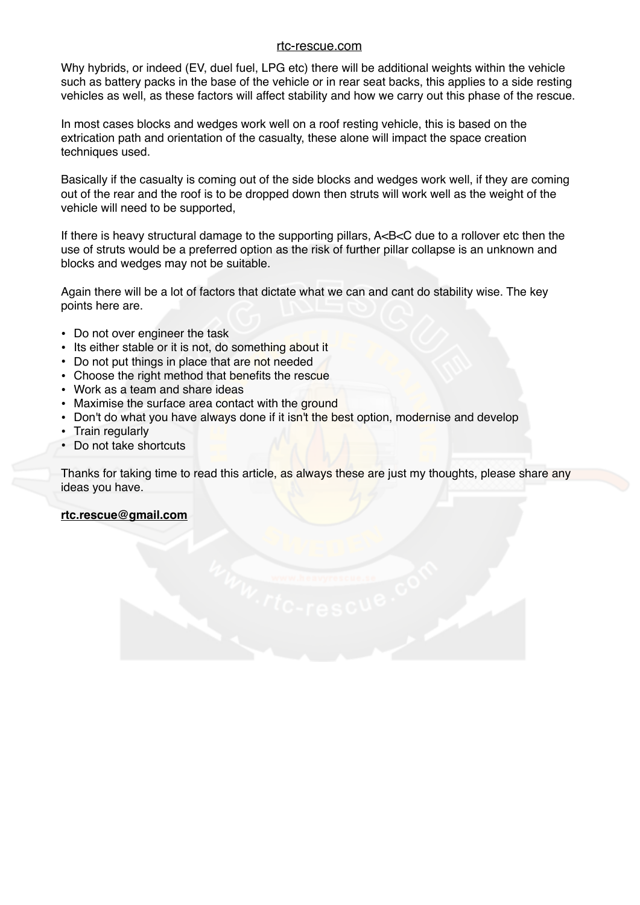Why hybrids, or indeed (EV, duel fuel, LPG etc) there will be additional weights within the vehicle such as battery packs in the base of the vehicle or in rear seat backs, this applies to a side resting vehicles as well, as these factors will affect stability and how we carry out this phase of the rescue.

In most cases blocks and wedges work well on a roof resting vehicle, this is based on the extrication path and orientation of the casualty, these alone will impact the space creation techniques used.

Basically if the casualty is coming out of the side blocks and wedges work well, if they are coming out of the rear and the roof is to be dropped down then struts will work well as the weight of the vehicle will need to be supported,

If there is heavy structural damage to the supporting pillars, A<B<C due to a rollover etc then the use of struts would be a preferred option as the risk of further pillar collapse is an unknown and blocks and wedges may not be suitable.

Again there will be a lot of factors that dictate what we can and cant do stability wise. The key points here are.

- Do not over engineer the task
- Its either stable or it is not, do something about it
- Do not put things in place that are not needed
- Choose the right method that benefits the rescue
- Work as a team and share ideas
- Maximise the surface area contact with the ground
- Don't do what you have always done if it isn't the best option, modernise and develop
- Train regularly
- Do not take shortcuts

Thanks for taking time to read this article, as always these are just my thoughts, please share any ideas you have.

**rtc.rescue@gmail.com**